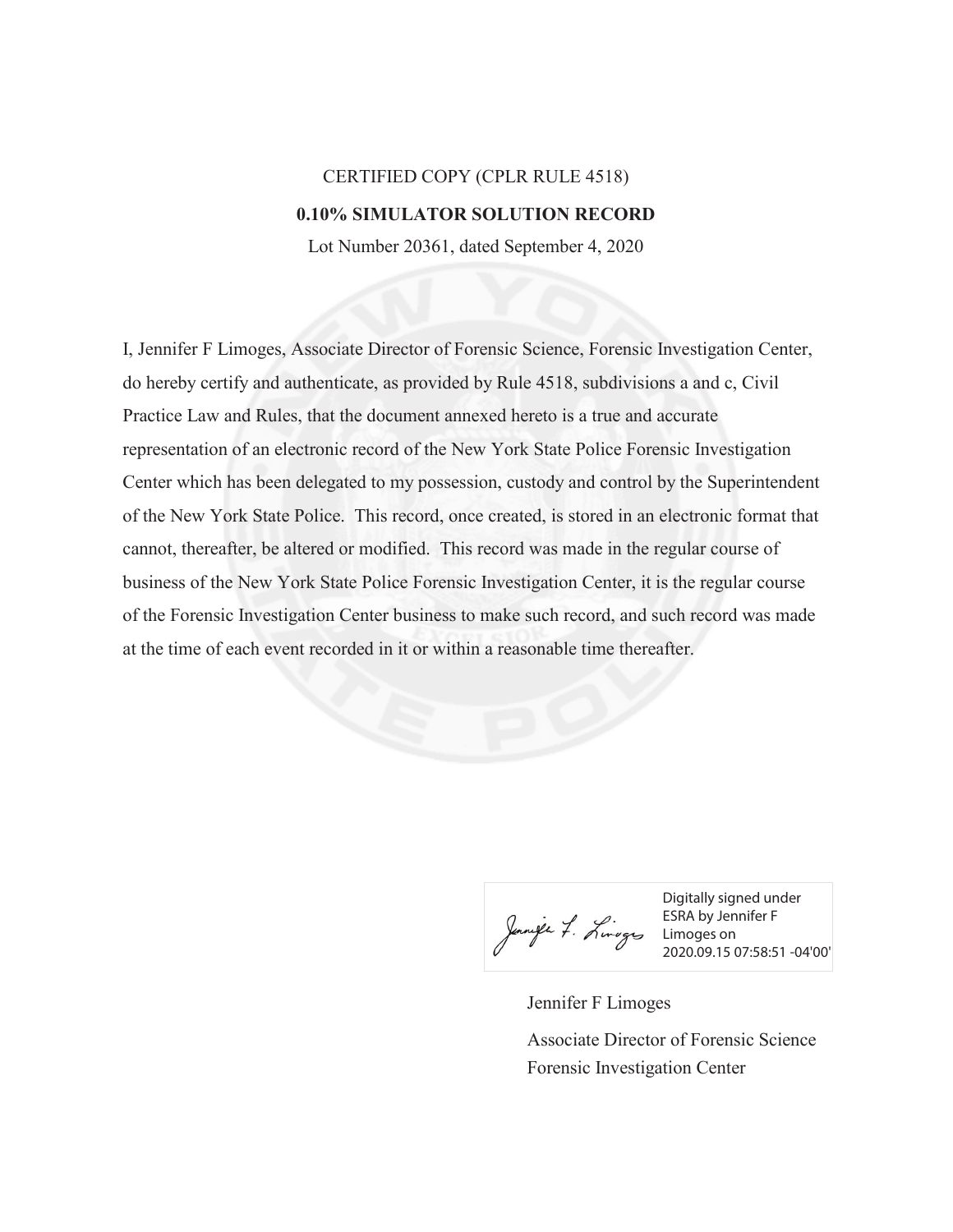CERTIFIED COPY (CPLR RULE 4518)

# 0.10% SIMULATOR SOLUTION RECORD

Lot Number 20361, dated September 4, 2020

I, Jennifer F Limoges, Associate Director of Forensic Science, Forensic Investigation Center, do hereby certify and authenticate, as provided by Rule 4518, subdivisions a and c, Civil Practice Law and Rules, that the document annexed hereto is a true and accurate representation of an electronic record of the New York State Police Forensic Investigation Center which has been delegated to my possession, custody and control by the Superintendent of the New York State Police. This record, once created, is stored in an electronic format that cannot, thereafter, be altered or modified. This record was made in the regular course of business of the New York State Police Forensic Investigation Center, it is the regular course of the Forensic Investigation Center business to make such record, and such record was made at the time of each event recorded in it or within a reasonable time thereafter.

Digitally signed under ESRA by Jennifer F Limoges on 2020.09.15 07:58:51 -04'00'

Jennifer F Limoges

Associate Director of Forensic Science
Forensic Investigation Center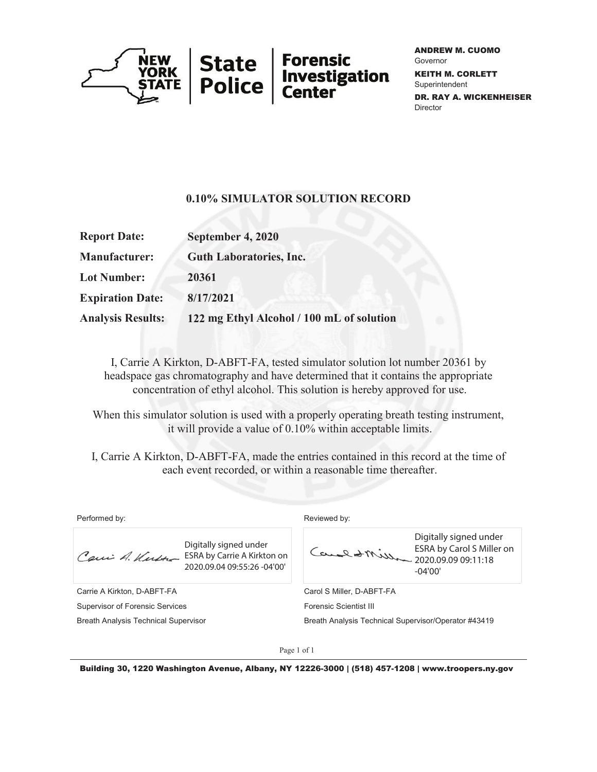NEW YORK STATE | State Police | Forensic Investigation Center

**ANDREW M. CUOMO**
Governor

**KEITH M. CORLETT**
Superintendent

**DR. RAY A. WICKENHEISER**
Director

## 0.10% SIMULATOR SOLUTION RECORD

| | |
|---|---|
| **Report Date:** | **September 4, 2020** |
| **Manufacturer:** | **Guth Laboratories, Inc.** |
| **Lot Number:** | **20361** |
| **Expiration Date:** | **8/17/2021** |
| **Analysis Results:** | **122 mg Ethyl Alcohol / 100 mL of solution** |

I, Carrie A Kirkton, D-ABFT-FA, tested simulator solution lot number 20361 by headspace gas chromatography and have determined that it contains the appropriate concentration of ethyl alcohol. This solution is hereby approved for use.

When this simulator solution is used with a properly operating breath testing instrument, it will provide a value of 0.10% within acceptable limits.

I, Carrie A Kirkton, D-ABFT-FA, made the entries contained in this record at the time of each event recorded, or within a reasonable time thereafter.

Performed by:

Digitally signed under ESRA by Carrie A Kirkton on 2020.09.04 09:55:26 -04'00'

Carrie A Kirkton, D-ABFT-FA
Supervisor of Forensic Services
Breath Analysis Technical Supervisor

Reviewed by:

Digitally signed under ESRA by Carol S Miller on 2020.09.09 09:11:18 -04'00'

Carol S Miller, D-ABFT-FA
Forensic Scientist III
Breath Analysis Technical Supervisor/Operator #43419

Building 30, 1220 Washington Avenue, Albany, NY 12226-3000 | (518) 457-1208 | www.troopers.ny.gov